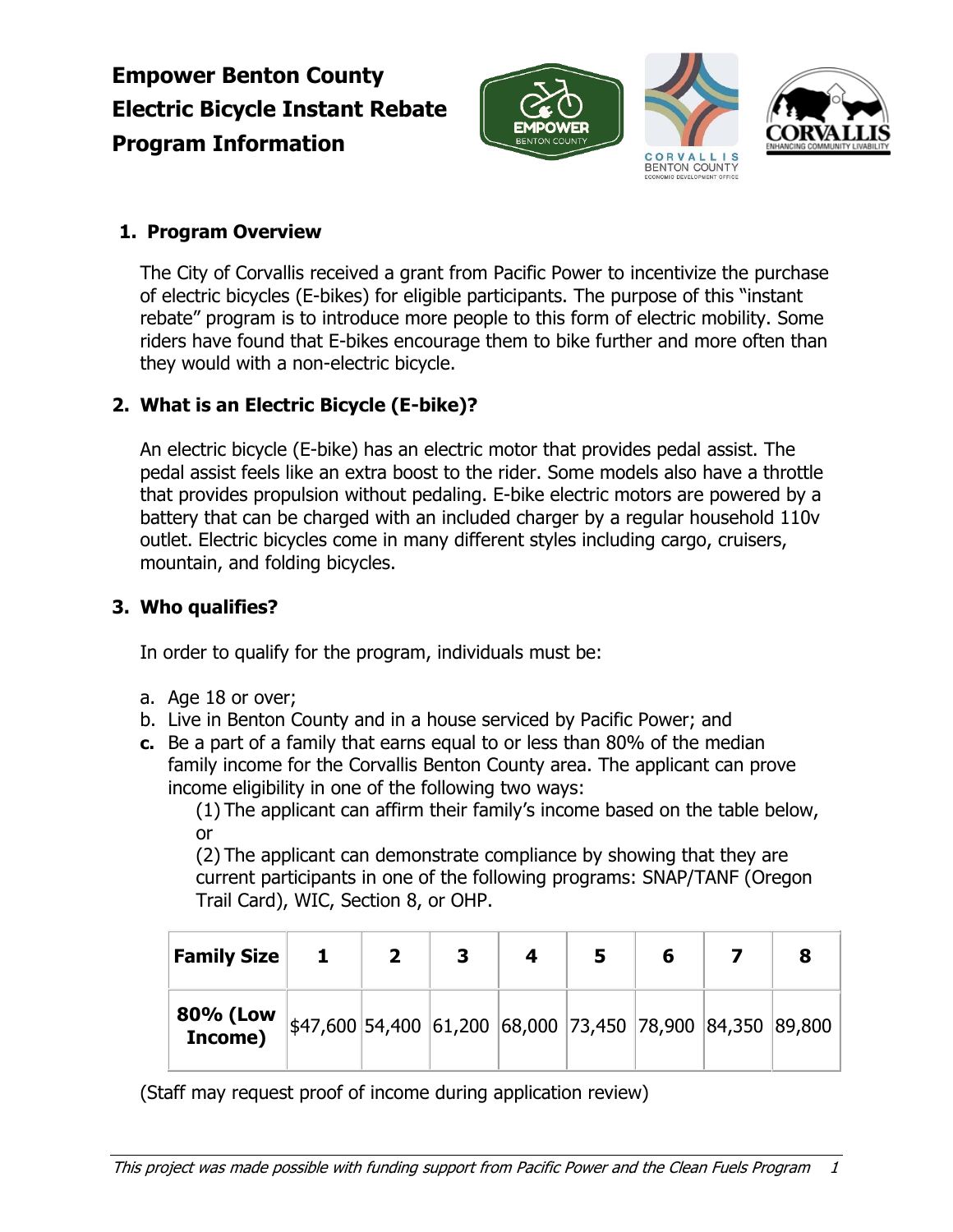# Empower Benton County Electric Bicycle Instant Rebate Program Information

## 1. Program Overview

The City of Corvallis received a grant from Pacific Power to incentivize the purchase of electric bicycles (E-bikes) for eligible participants. The purpose of this "instant rebate" program is to introduce more people to this form of electric mobility. Some riders have found that E-bikes encourage them to bike further and more often than they would with a non-electric bicycle.

## 2. What is an Electric Bicycle (E-bike)?

An electric bicycle (E-bike) has an electric motor that provides pedal assist. The pedal assist feels like an extra boost to the rider. Some models also have a throttle that provides propulsion without pedaling. E-bike electric motors are powered by a battery that can be charged with an included charger by a regular household 110v outlet. Electric bicycles come in many different styles including cargo, cruisers, mountain, and folding bicycles.

## 3. Who qualifies?

In order to qualify for the program, individuals must be:

a. Age 18 or over;
b. Live in Benton County and in a house serviced by Pacific Power; and
c. Be a part of a family that earns equal to or less than 80% of the median family income for the Corvallis Benton County area. The applicant can prove income eligibility in one of the following two ways:
   (1) The applicant can affirm their family's income based on the table below, or
   (2) The applicant can demonstrate compliance by showing that they are current participants in one of the following programs: SNAP/TANF (Oregon Trail Card), WIC, Section 8, or OHP.

| Family Size | 1 | 2 | 3 | 4 | 5 | 6 | 7 | 8 |
|---|---|---|---|---|---|---|---|---|
| 80% (Low Income) | $47,600 | 54,400 | 61,200 | 68,000 | 73,450 | 78,900 | 84,350 | 89,800 |

(Staff may request proof of income during application review)

*This project was made possible with funding support from Pacific Power and the Clean Fuels Program*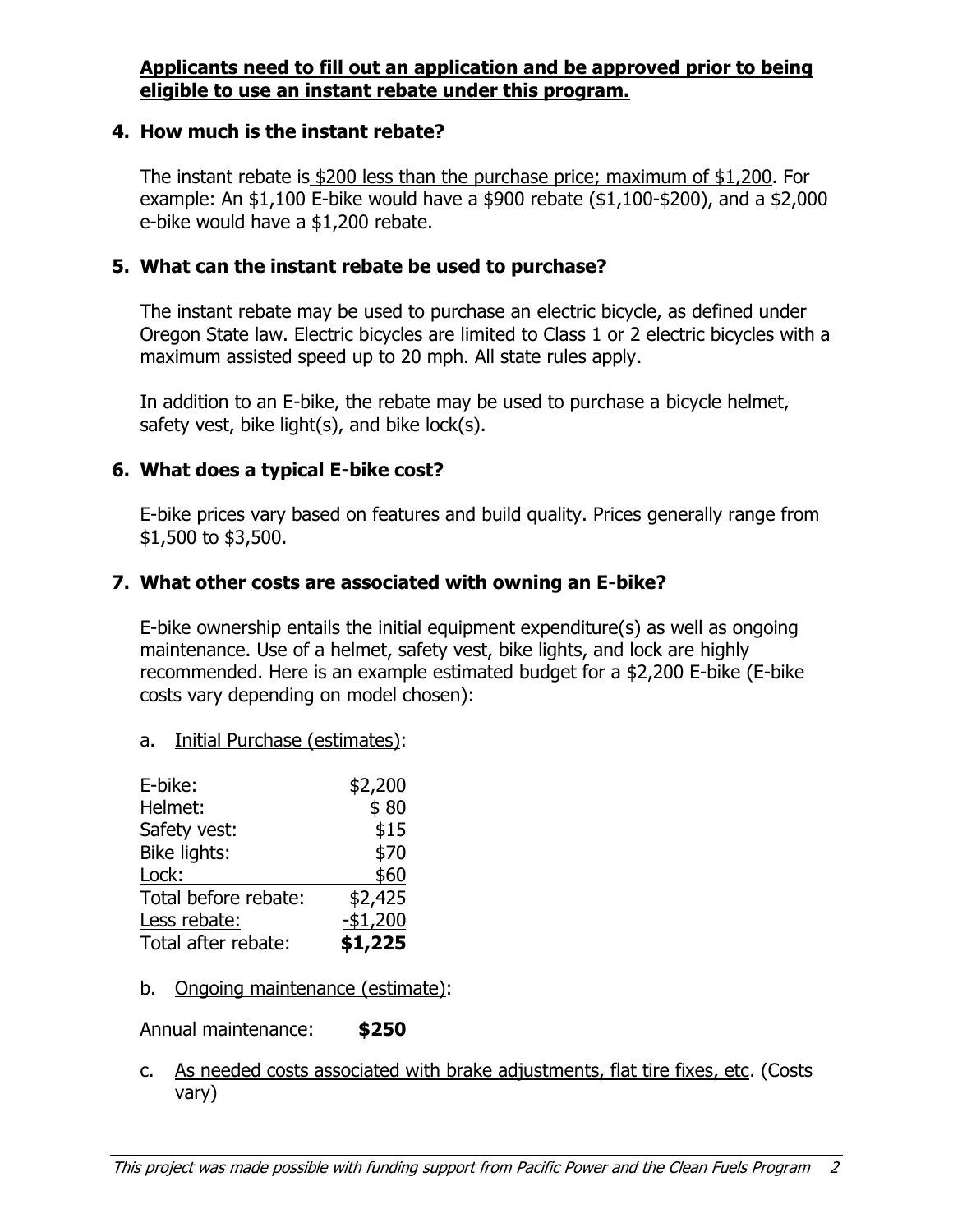**Applicants need to fill out an application and be approved prior to being eligible to use an instant rebate under this program.**

### 4. How much is the instant rebate?

The instant rebate is $200 less than the purchase price; maximum of $1,200. For example: An $1,100 E-bike would have a $900 rebate ($1,100-$200), and a $2,000 e-bike would have a $1,200 rebate.

### 5. What can the instant rebate be used to purchase?

The instant rebate may be used to purchase an electric bicycle, as defined under Oregon State law. Electric bicycles are limited to Class 1 or 2 electric bicycles with a maximum assisted speed up to 20 mph. All state rules apply.

In addition to an E-bike, the rebate may be used to purchase a bicycle helmet, safety vest, bike light(s), and bike lock(s).

### 6. What does a typical E-bike cost?

E-bike prices vary based on features and build quality. Prices generally range from $1,500 to $3,500.

### 7. What other costs are associated with owning an E-bike?

E-bike ownership entails the initial equipment expenditure(s) as well as ongoing maintenance. Use of a helmet, safety vest, bike lights, and lock are highly recommended. Here is an example estimated budget for a $2,200 E-bike (E-bike costs vary depending on model chosen):

a. Initial Purchase (estimates):

| Item | Cost |
|---|---:|
| E-bike: | $2,200 |
| Helmet: | $ 80 |
| Safety vest: | $15 |
| Bike lights: | $70 |
| Lock: | $60 |
| Total before rebate: | $2,425 |
| Less rebate: | -$1,200 |
| Total after rebate: | **$1,225** |

b. Ongoing maintenance (estimate):

Annual maintenance: **$250**

c. As needed costs associated with brake adjustments, flat tire fixes, etc. (Costs vary)

*This project was made possible with funding support from Pacific Power and the Clean Fuels Program*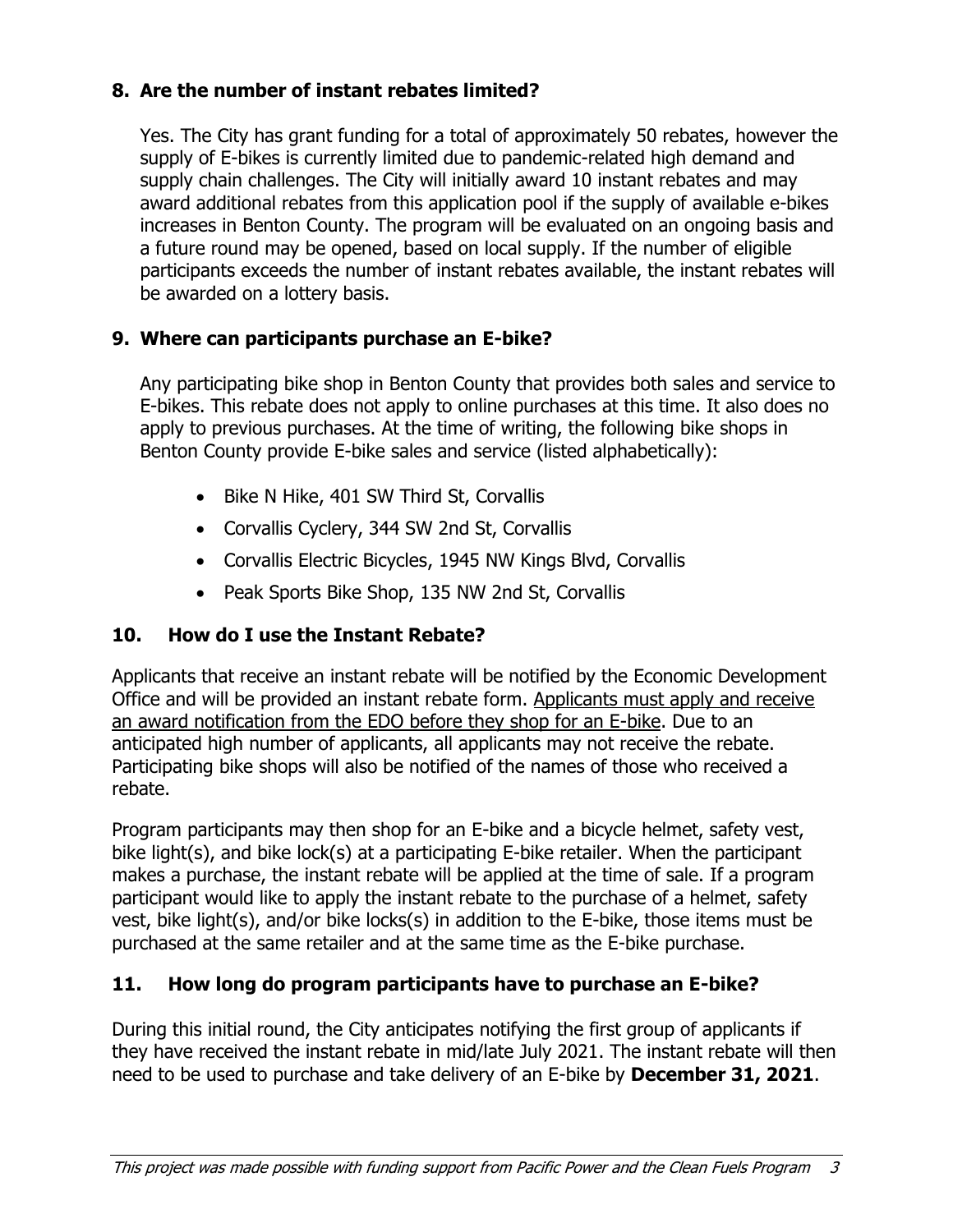## 8. Are the number of instant rebates limited?

Yes. The City has grant funding for a total of approximately 50 rebates, however the supply of E-bikes is currently limited due to pandemic-related high demand and supply chain challenges. The City will initially award 10 instant rebates and may award additional rebates from this application pool if the supply of available e-bikes increases in Benton County. The program will be evaluated on an ongoing basis and a future round may be opened, based on local supply. If the number of eligible participants exceeds the number of instant rebates available, the instant rebates will be awarded on a lottery basis.

## 9. Where can participants purchase an E-bike?

Any participating bike shop in Benton County that provides both sales and service to E-bikes. This rebate does not apply to online purchases at this time. It also does no apply to previous purchases. At the time of writing, the following bike shops in Benton County provide E-bike sales and service (listed alphabetically):

- Bike N Hike, 401 SW Third St, Corvallis
- Corvallis Cyclery, 344 SW 2nd St, Corvallis
- Corvallis Electric Bicycles, 1945 NW Kings Blvd, Corvallis
- Peak Sports Bike Shop, 135 NW 2nd St, Corvallis

## 10. How do I use the Instant Rebate?

Applicants that receive an instant rebate will be notified by the Economic Development Office and will be provided an instant rebate form. Applicants must apply and receive an award notification from the EDO before they shop for an E-bike. Due to an anticipated high number of applicants, all applicants may not receive the rebate. Participating bike shops will also be notified of the names of those who received a rebate.

Program participants may then shop for an E-bike and a bicycle helmet, safety vest, bike light(s), and bike lock(s) at a participating E-bike retailer. When the participant makes a purchase, the instant rebate will be applied at the time of sale. If a program participant would like to apply the instant rebate to the purchase of a helmet, safety vest, bike light(s), and/or bike locks(s) in addition to the E-bike, those items must be purchased at the same retailer and at the same time as the E-bike purchase.

## 11. How long do program participants have to purchase an E-bike?

During this initial round, the City anticipates notifying the first group of applicants if they have received the instant rebate in mid/late July 2021. The instant rebate will then need to be used to purchase and take delivery of an E-bike by **December 31, 2021**.

*This project was made possible with funding support from Pacific Power and the Clean Fuels Program*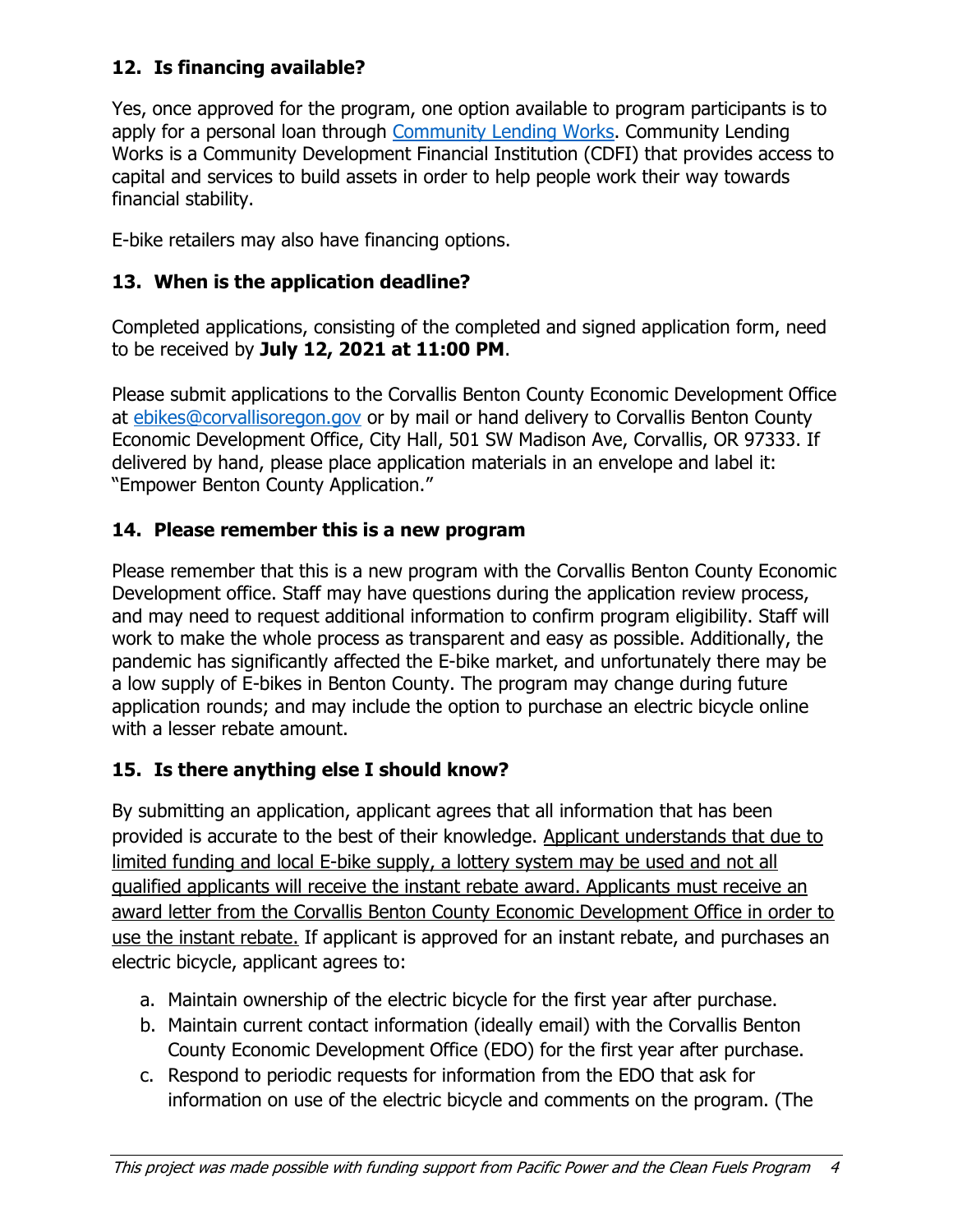### 12. Is financing available?

Yes, once approved for the program, one option available to program participants is to apply for a personal loan through [Community Lending Works](). Community Lending Works is a Community Development Financial Institution (CDFI) that provides access to capital and services to build assets in order to help people work their way towards financial stability.

E-bike retailers may also have financing options.

### 13. When is the application deadline?

Completed applications, consisting of the completed and signed application form, need to be received by **July 12, 2021 at 11:00 PM**.

Please submit applications to the Corvallis Benton County Economic Development Office at ebikes@corvallisoregon.gov or by mail or hand delivery to Corvallis Benton County Economic Development Office, City Hall, 501 SW Madison Ave, Corvallis, OR 97333. If delivered by hand, please place application materials in an envelope and label it: "Empower Benton County Application."

### 14. Please remember this is a new program

Please remember that this is a new program with the Corvallis Benton County Economic Development office. Staff may have questions during the application review process, and may need to request additional information to confirm program eligibility. Staff will work to make the whole process as transparent and easy as possible. Additionally, the pandemic has significantly affected the E-bike market, and unfortunately there may be a low supply of E-bikes in Benton County. The program may change during future application rounds; and may include the option to purchase an electric bicycle online with a lesser rebate amount.

### 15. Is there anything else I should know?

By submitting an application, applicant agrees that all information that has been provided is accurate to the best of their knowledge. Applicant understands that due to limited funding and local E-bike supply, a lottery system may be used and not all qualified applicants will receive the instant rebate award. Applicants must receive an award letter from the Corvallis Benton County Economic Development Office in order to use the instant rebate. If applicant is approved for an instant rebate, and purchases an electric bicycle, applicant agrees to:

a. Maintain ownership of the electric bicycle for the first year after purchase.
b. Maintain current contact information (ideally email) with the Corvallis Benton County Economic Development Office (EDO) for the first year after purchase.
c. Respond to periodic requests for information from the EDO that ask for information on use of the electric bicycle and comments on the program. (The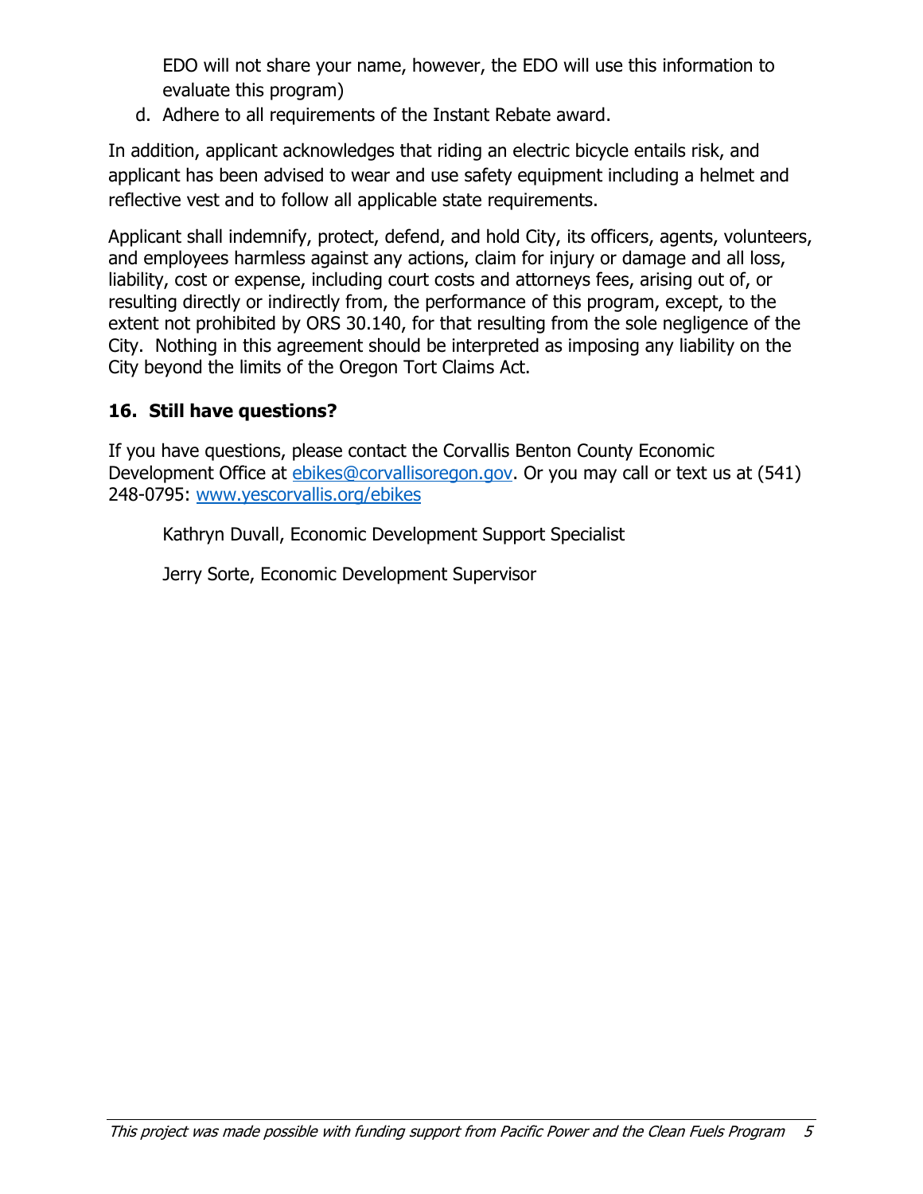EDO will not share your name, however, the EDO will use this information to evaluate this program)

d. Adhere to all requirements of the Instant Rebate award.

In addition, applicant acknowledges that riding an electric bicycle entails risk, and applicant has been advised to wear and use safety equipment including a helmet and reflective vest and to follow all applicable state requirements.

Applicant shall indemnify, protect, defend, and hold City, its officers, agents, volunteers, and employees harmless against any actions, claim for injury or damage and all loss, liability, cost or expense, including court costs and attorneys fees, arising out of, or resulting directly or indirectly from, the performance of this program, except, to the extent not prohibited by ORS 30.140, for that resulting from the sole negligence of the City. Nothing in this agreement should be interpreted as imposing any liability on the City beyond the limits of the Oregon Tort Claims Act.

## 16. Still have questions?

If you have questions, please contact the Corvallis Benton County Economic Development Office at [ebikes@corvallisoregon.gov](mailto:ebikes@corvallisoregon.gov). Or you may call or text us at (541) 248-0795: [www.yescorvallis.org/ebikes](http://www.yescorvallis.org/ebikes)

Kathryn Duvall, Economic Development Support Specialist

Jerry Sorte, Economic Development Supervisor

*This project was made possible with funding support from Pacific Power and the Clean Fuels Program*